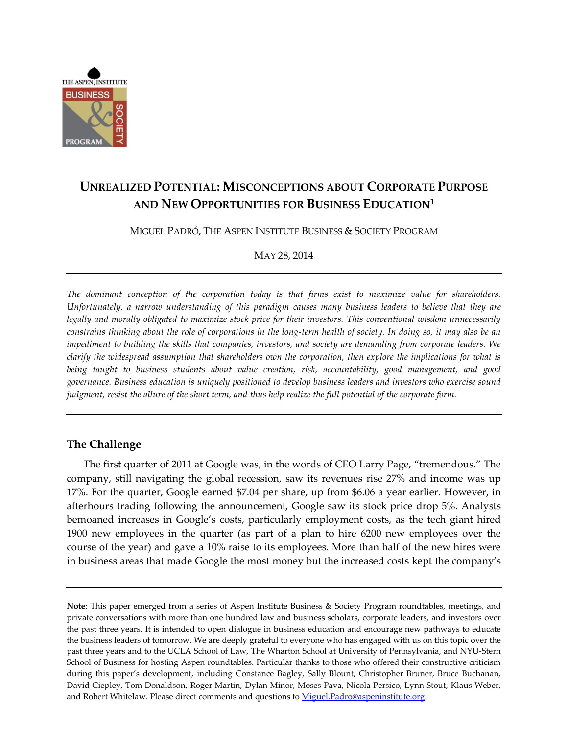# UNREALIZED POTENTIAL: MISCONCEPTIONS ABOUT CORPORATE PURPOSE AND NEW OPPORTUNITIES FOR BUSINESS EDUCATION[1]

MIGUEL PADRÓ, THE ASPEN INSTITUTE BUSINESS & SOCIETY PROGRAM

MAY 28, 2014

---

*The dominant conception of the corporation today is that firms exist to maximize value for shareholders. Unfortunately, a narrow understanding of this paradigm causes many business leaders to believe that they are legally and morally obligated to maximize stock price for their investors. This conventional wisdom unnecessarily constrains thinking about the role of corporations in the long-term health of society. In doing so, it may also be an impediment to building the skills that companies, investors, and society are demanding from corporate leaders. We clarify the widespread assumption that shareholders own the corporation, then explore the implications for what is being taught to business students about value creation, risk, accountability, good management, and good governance. Business education is uniquely positioned to develop business leaders and investors who exercise sound judgment, resist the allure of the short term, and thus help realize the full potential of the corporate form.*

---

## The Challenge

The first quarter of 2011 at Google was, in the words of CEO Larry Page, "tremendous." The company, still navigating the global recession, saw its revenues rise 27% and income was up 17%. For the quarter, Google earned $7.04 per share, up from $6.06 a year earlier. However, in afterhours trading following the announcement, Google saw its stock price drop 5%. Analysts bemoaned increases in Google's costs, particularly employment costs, as the tech giant hired 1900 new employees in the quarter (as part of a plan to hire 6200 new employees over the course of the year) and gave a 10% raise to its employees. More than half of the new hires were in business areas that made Google the most money but the increased costs kept the company's

---

**Note**: This paper emerged from a series of Aspen Institute Business & Society Program roundtables, meetings, and private conversations with more than one hundred law and business scholars, corporate leaders, and investors over the past three years. It is intended to open dialogue in business education and encourage new pathways to educate the business leaders of tomorrow. We are deeply grateful to everyone who has engaged with us on this topic over the past three years and to the UCLA School of Law, The Wharton School at University of Pennsylvania, and NYU-Stern School of Business for hosting Aspen roundtables. Particular thanks to those who offered their constructive criticism during this paper's development, including Constance Bagley, Sally Blount, Christopher Bruner, Bruce Buchanan, David Ciepley, Tom Donaldson, Roger Martin, Dylan Minor, Moses Pava, Nicola Persico, Lynn Stout, Klaus Weber, and Robert Whitelaw. Please direct comments and questions to Miguel.Padro@aspeninstitute.org.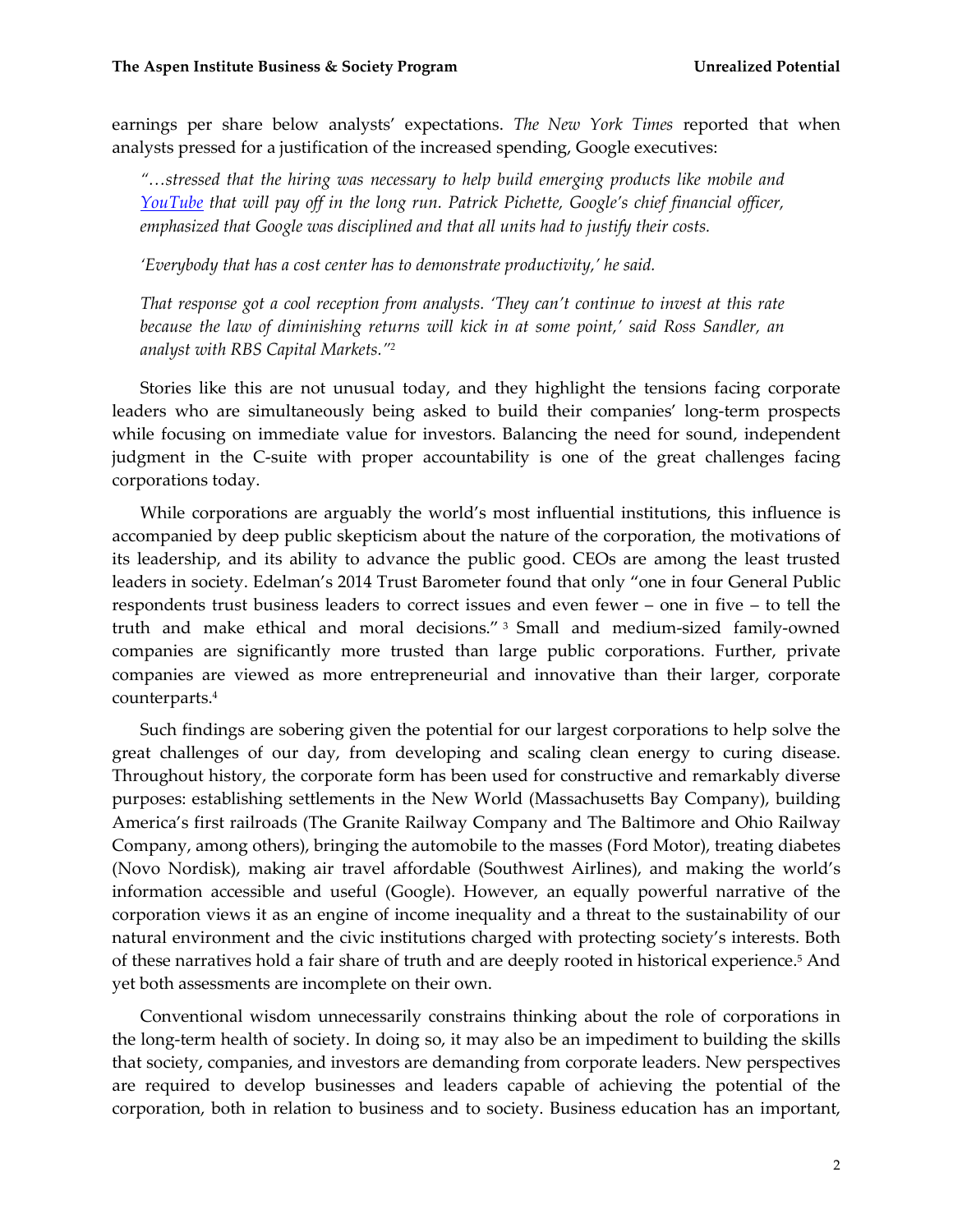earnings per share below analysts' expectations. *The New York Times* reported that when analysts pressed for a justification of the increased spending, Google executives:

> *"…stressed that the hiring was necessary to help build emerging products like mobile and YouTube that will pay off in the long run. Patrick Pichette, Google's chief financial officer, emphasized that Google was disciplined and that all units had to justify their costs.*
>
> *'Everybody that has a cost center has to demonstrate productivity,' he said.*
>
> *That response got a cool reception from analysts. 'They can't continue to invest at this rate because the law of diminishing returns will kick in at some point,' said Ross Sandler, an analyst with RBS Capital Markets."*[2]

Stories like this are not unusual today, and they highlight the tensions facing corporate leaders who are simultaneously being asked to build their companies' long-term prospects while focusing on immediate value for investors. Balancing the need for sound, independent judgment in the C-suite with proper accountability is one of the great challenges facing corporations today.

While corporations are arguably the world's most influential institutions, this influence is accompanied by deep public skepticism about the nature of the corporation, the motivations of its leadership, and its ability to advance the public good. CEOs are among the least trusted leaders in society. Edelman's 2014 Trust Barometer found that only "one in four General Public respondents trust business leaders to correct issues and even fewer – one in five – to tell the truth and make ethical and moral decisions." [3] Small and medium-sized family-owned companies are significantly more trusted than large public corporations. Further, private companies are viewed as more entrepreneurial and innovative than their larger, corporate counterparts.[4]

Such findings are sobering given the potential for our largest corporations to help solve the great challenges of our day, from developing and scaling clean energy to curing disease. Throughout history, the corporate form has been used for constructive and remarkably diverse purposes: establishing settlements in the New World (Massachusetts Bay Company), building America's first railroads (The Granite Railway Company and The Baltimore and Ohio Railway Company, among others), bringing the automobile to the masses (Ford Motor), treating diabetes (Novo Nordisk), making air travel affordable (Southwest Airlines), and making the world's information accessible and useful (Google). However, an equally powerful narrative of the corporation views it as an engine of income inequality and a threat to the sustainability of our natural environment and the civic institutions charged with protecting society's interests. Both of these narratives hold a fair share of truth and are deeply rooted in historical experience.[5] And yet both assessments are incomplete on their own.

Conventional wisdom unnecessarily constrains thinking about the role of corporations in the long-term health of society. In doing so, it may also be an impediment to building the skills that society, companies, and investors are demanding from corporate leaders. New perspectives are required to develop businesses and leaders capable of achieving the potential of the corporation, both in relation to business and to society. Business education has an important,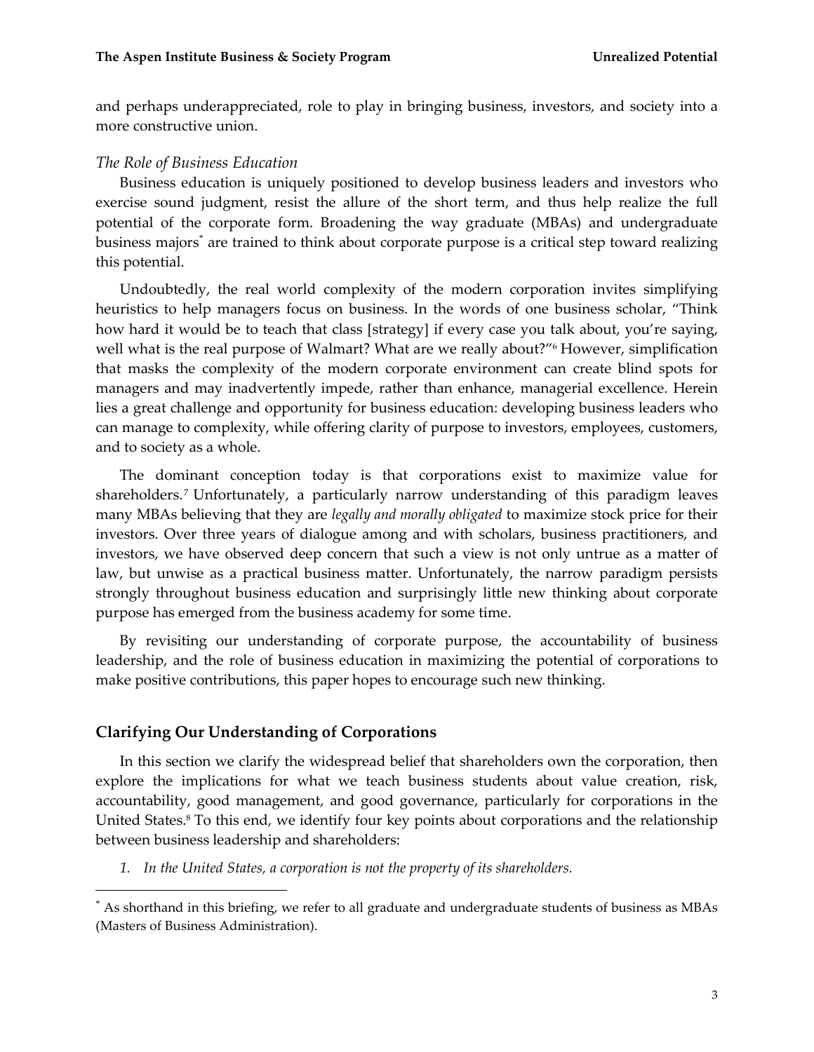and perhaps underappreciated, role to play in bringing business, investors, and society into a more constructive union.

*The Role of Business Education*

Business education is uniquely positioned to develop business leaders and investors who exercise sound judgment, resist the allure of the short term, and thus help realize the full potential of the corporate form. Broadening the way graduate (MBAs) and undergraduate business majors* are trained to think about corporate purpose is a critical step toward realizing this potential.

Undoubtedly, the real world complexity of the modern corporation invites simplifying heuristics to help managers focus on business. In the words of one business scholar, "Think how hard it would be to teach that class [strategy] if every case you talk about, you're saying, well what is the real purpose of Walmart? What are we really about?"[6] However, simplification that masks the complexity of the modern corporate environment can create blind spots for managers and may inadvertently impede, rather than enhance, managerial excellence. Herein lies a great challenge and opportunity for business education: developing business leaders who can manage to complexity, while offering clarity of purpose to investors, employees, customers, and to society as a whole.

The dominant conception today is that corporations exist to maximize value for shareholders.[7] Unfortunately, a particularly narrow understanding of this paradigm leaves many MBAs believing that they are *legally and morally obligated* to maximize stock price for their investors. Over three years of dialogue among and with scholars, business practitioners, and investors, we have observed deep concern that such a view is not only untrue as a matter of law, but unwise as a practical business matter. Unfortunately, the narrow paradigm persists strongly throughout business education and surprisingly little new thinking about corporate purpose has emerged from the business academy for some time.

By revisiting our understanding of corporate purpose, the accountability of business leadership, and the role of business education in maximizing the potential of corporations to make positive contributions, this paper hopes to encourage such new thinking.

## Clarifying Our Understanding of Corporations

In this section we clarify the widespread belief that shareholders own the corporation, then explore the implications for what we teach business students about value creation, risk, accountability, good management, and good governance, particularly for corporations in the United States.[8] To this end, we identify four key points about corporations and the relationship between business leadership and shareholders:

1. *In the United States, a corporation is not the property of its shareholders.*

---

* As shorthand in this briefing, we refer to all graduate and undergraduate students of business as MBAs (Masters of Business Administration).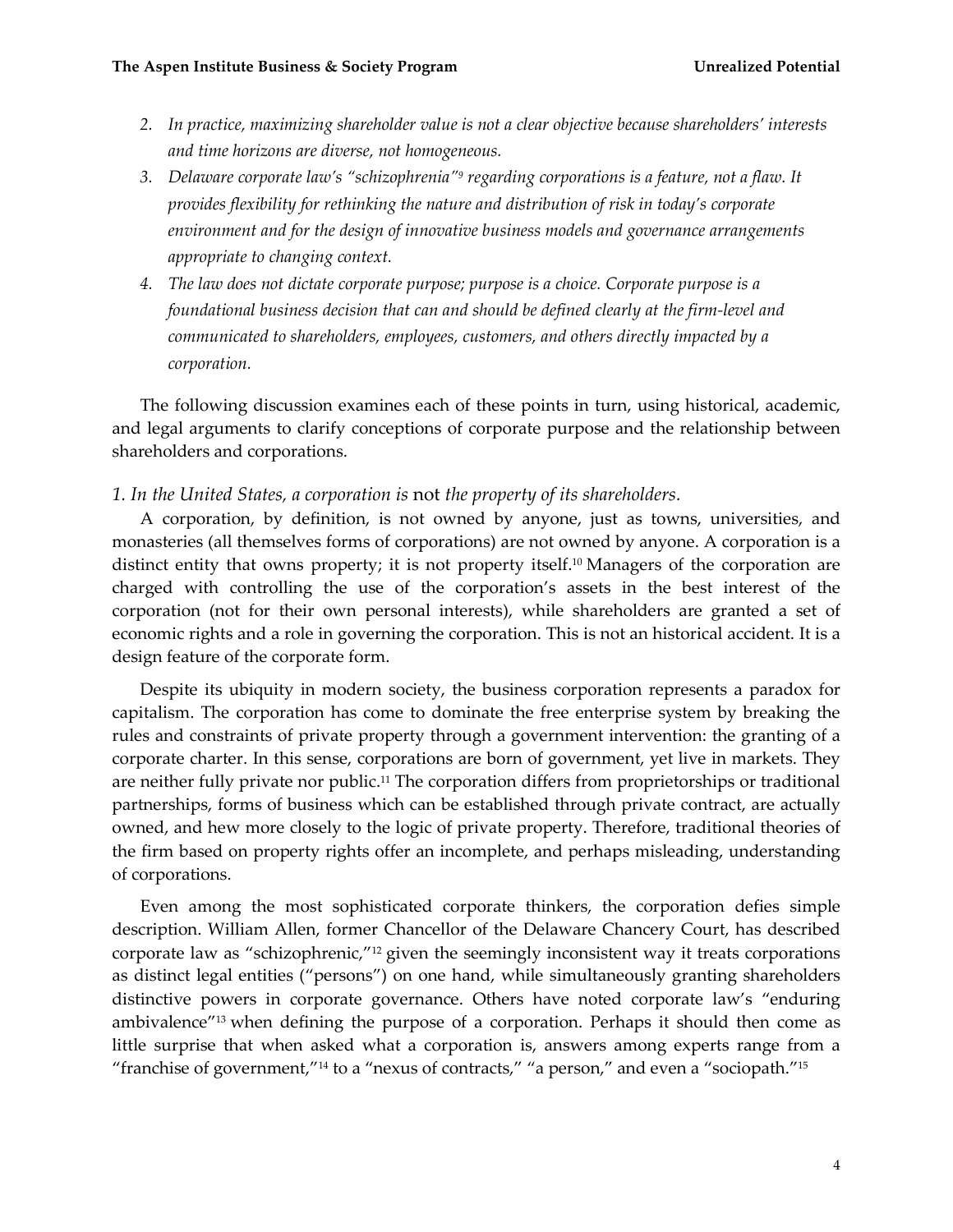2. *In practice, maximizing shareholder value is not a clear objective because shareholders' interests and time horizons are diverse, not homogeneous.*
3. *Delaware corporate law's "schizophrenia"[9] regarding corporations is a feature, not a flaw. It provides flexibility for rethinking the nature and distribution of risk in today's corporate environment and for the design of innovative business models and governance arrangements appropriate to changing context.*
4. *The law does not dictate corporate purpose; purpose is a choice. Corporate purpose is a foundational business decision that can and should be defined clearly at the firm-level and communicated to shareholders, employees, customers, and others directly impacted by a corporation.*

The following discussion examines each of these points in turn, using historical, academic, and legal arguments to clarify conceptions of corporate purpose and the relationship between shareholders and corporations.

### *1. In the United States, a corporation is* not *the property of its shareholders.*

A corporation, by definition, is not owned by anyone, just as towns, universities, and monasteries (all themselves forms of corporations) are not owned by anyone. A corporation is a distinct entity that owns property; it is not property itself.[10] Managers of the corporation are charged with controlling the use of the corporation's assets in the best interest of the corporation (not for their own personal interests), while shareholders are granted a set of economic rights and a role in governing the corporation. This is not an historical accident. It is a design feature of the corporate form.

Despite its ubiquity in modern society, the business corporation represents a paradox for capitalism. The corporation has come to dominate the free enterprise system by breaking the rules and constraints of private property through a government intervention: the granting of a corporate charter. In this sense, corporations are born of government, yet live in markets. They are neither fully private nor public.[11] The corporation differs from proprietorships or traditional partnerships, forms of business which can be established through private contract, are actually owned, and hew more closely to the logic of private property. Therefore, traditional theories of the firm based on property rights offer an incomplete, and perhaps misleading, understanding of corporations.

Even among the most sophisticated corporate thinkers, the corporation defies simple description. William Allen, former Chancellor of the Delaware Chancery Court, has described corporate law as "schizophrenic,"[12] given the seemingly inconsistent way it treats corporations as distinct legal entities ("persons") on one hand, while simultaneously granting shareholders distinctive powers in corporate governance. Others have noted corporate law's "enduring ambivalence"[13] when defining the purpose of a corporation. Perhaps it should then come as little surprise that when asked what a corporation is, answers among experts range from a "franchise of government,"[14] to a "nexus of contracts," "a person," and even a "sociopath."[15]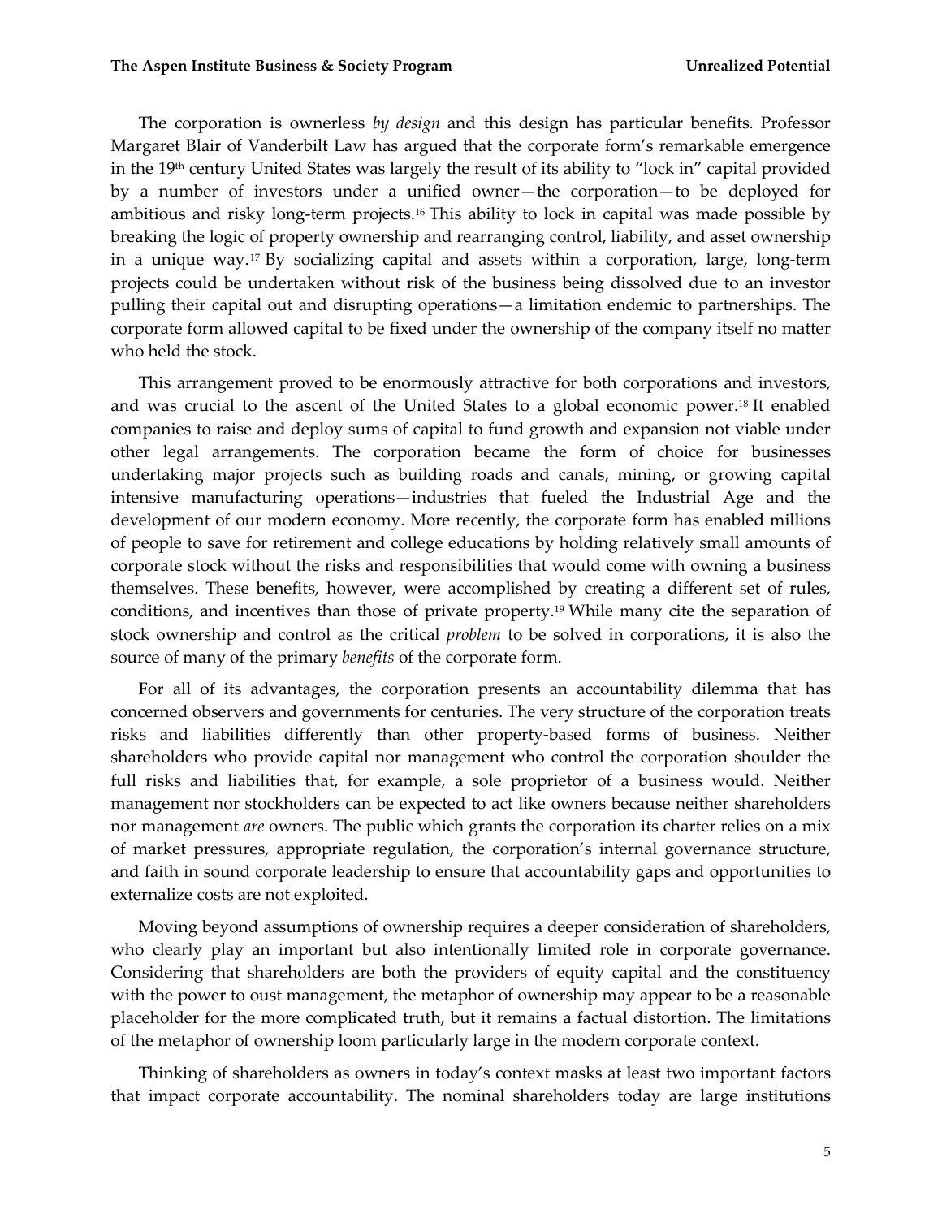The corporation is ownerless *by design* and this design has particular benefits. Professor Margaret Blair of Vanderbilt Law has argued that the corporate form's remarkable emergence in the 19th century United States was largely the result of its ability to "lock in" capital provided by a number of investors under a unified owner—the corporation—to be deployed for ambitious and risky long-term projects.[16] This ability to lock in capital was made possible by breaking the logic of property ownership and rearranging control, liability, and asset ownership in a unique way.[17] By socializing capital and assets within a corporation, large, long-term projects could be undertaken without risk of the business being dissolved due to an investor pulling their capital out and disrupting operations—a limitation endemic to partnerships. The corporate form allowed capital to be fixed under the ownership of the company itself no matter who held the stock.

This arrangement proved to be enormously attractive for both corporations and investors, and was crucial to the ascent of the United States to a global economic power.[18] It enabled companies to raise and deploy sums of capital to fund growth and expansion not viable under other legal arrangements. The corporation became the form of choice for businesses undertaking major projects such as building roads and canals, mining, or growing capital intensive manufacturing operations—industries that fueled the Industrial Age and the development of our modern economy. More recently, the corporate form has enabled millions of people to save for retirement and college educations by holding relatively small amounts of corporate stock without the risks and responsibilities that would come with owning a business themselves. These benefits, however, were accomplished by creating a different set of rules, conditions, and incentives than those of private property.[19] While many cite the separation of stock ownership and control as the critical *problem* to be solved in corporations, it is also the source of many of the primary *benefits* of the corporate form.

For all of its advantages, the corporation presents an accountability dilemma that has concerned observers and governments for centuries. The very structure of the corporation treats risks and liabilities differently than other property-based forms of business. Neither shareholders who provide capital nor management who control the corporation shoulder the full risks and liabilities that, for example, a sole proprietor of a business would. Neither management nor stockholders can be expected to act like owners because neither shareholders nor management *are* owners. The public which grants the corporation its charter relies on a mix of market pressures, appropriate regulation, the corporation's internal governance structure, and faith in sound corporate leadership to ensure that accountability gaps and opportunities to externalize costs are not exploited.

Moving beyond assumptions of ownership requires a deeper consideration of shareholders, who clearly play an important but also intentionally limited role in corporate governance. Considering that shareholders are both the providers of equity capital and the constituency with the power to oust management, the metaphor of ownership may appear to be a reasonable placeholder for the more complicated truth, but it remains a factual distortion. The limitations of the metaphor of ownership loom particularly large in the modern corporate context.

Thinking of shareholders as owners in today's context masks at least two important factors that impact corporate accountability. The nominal shareholders today are large institutions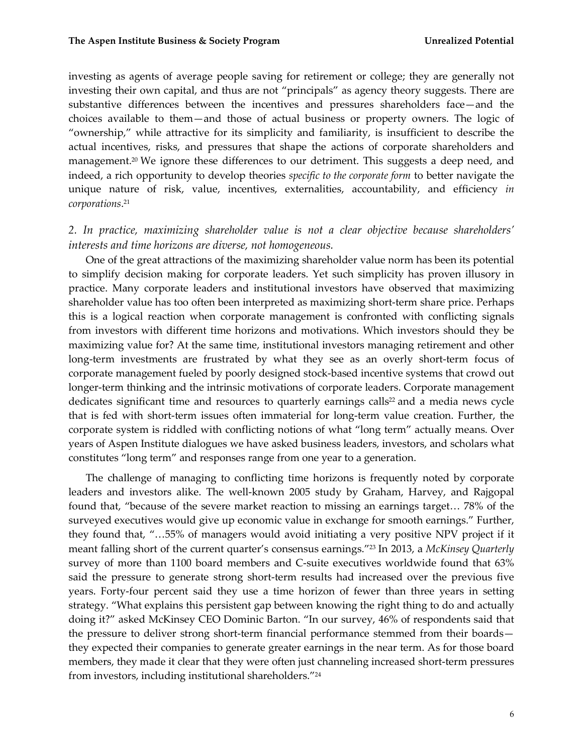investing as agents of average people saving for retirement or college; they are generally not investing their own capital, and thus are not "principals" as agency theory suggests. There are substantive differences between the incentives and pressures shareholders face—and the choices available to them—and those of actual business or property owners. The logic of "ownership," while attractive for its simplicity and familiarity, is insufficient to describe the actual incentives, risks, and pressures that shape the actions of corporate shareholders and management.[20] We ignore these differences to our detriment. This suggests a deep need, and indeed, a rich opportunity to develop theories *specific to the corporate form* to better navigate the unique nature of risk, value, incentives, externalities, accountability, and efficiency *in corporations*.[21]

*2. In practice, maximizing shareholder value is not a clear objective because shareholders' interests and time horizons are diverse, not homogeneous.*

One of the great attractions of the maximizing shareholder value norm has been its potential to simplify decision making for corporate leaders. Yet such simplicity has proven illusory in practice. Many corporate leaders and institutional investors have observed that maximizing shareholder value has too often been interpreted as maximizing short-term share price. Perhaps this is a logical reaction when corporate management is confronted with conflicting signals from investors with different time horizons and motivations. Which investors should they be maximizing value for? At the same time, institutional investors managing retirement and other long-term investments are frustrated by what they see as an overly short-term focus of corporate management fueled by poorly designed stock-based incentive systems that crowd out longer-term thinking and the intrinsic motivations of corporate leaders. Corporate management dedicates significant time and resources to quarterly earnings calls[22] and a media news cycle that is fed with short-term issues often immaterial for long-term value creation. Further, the corporate system is riddled with conflicting notions of what "long term" actually means. Over years of Aspen Institute dialogues we have asked business leaders, investors, and scholars what constitutes "long term" and responses range from one year to a generation.

The challenge of managing to conflicting time horizons is frequently noted by corporate leaders and investors alike. The well-known 2005 study by Graham, Harvey, and Rajgopal found that, "because of the severe market reaction to missing an earnings target… 78% of the surveyed executives would give up economic value in exchange for smooth earnings." Further, they found that, "…55% of managers would avoid initiating a very positive NPV project if it meant falling short of the current quarter's consensus earnings."[23] In 2013, a *McKinsey Quarterly* survey of more than 1100 board members and C-suite executives worldwide found that 63% said the pressure to generate strong short-term results had increased over the previous five years. Forty-four percent said they use a time horizon of fewer than three years in setting strategy. "What explains this persistent gap between knowing the right thing to do and actually doing it?" asked McKinsey CEO Dominic Barton. "In our survey, 46% of respondents said that the pressure to deliver strong short-term financial performance stemmed from their boards—they expected their companies to generate greater earnings in the near term. As for those board members, they made it clear that they were often just channeling increased short-term pressures from investors, including institutional shareholders."[24]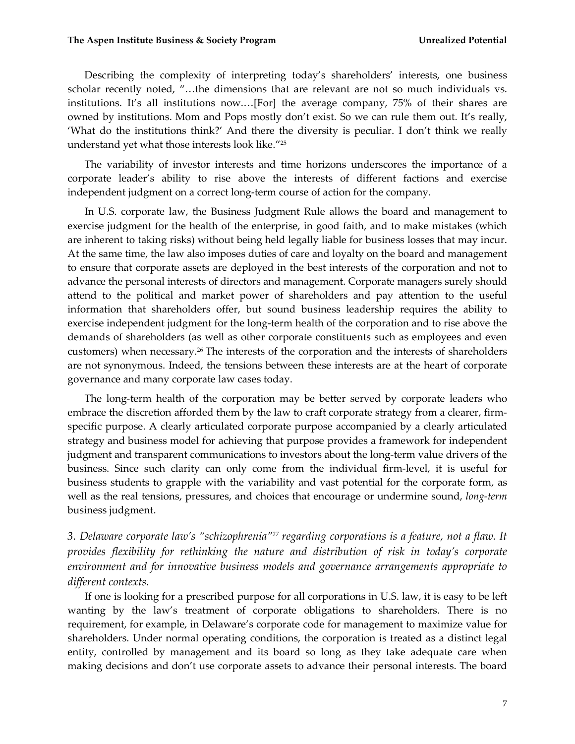Describing the complexity of interpreting today's shareholders' interests, one business scholar recently noted, "…the dimensions that are relevant are not so much individuals vs. institutions. It's all institutions now.…[For] the average company, 75% of their shares are owned by institutions. Mom and Pops mostly don't exist. So we can rule them out. It's really, 'What do the institutions think?' And there the diversity is peculiar. I don't think we really understand yet what those interests look like."[25]

The variability of investor interests and time horizons underscores the importance of a corporate leader's ability to rise above the interests of different factions and exercise independent judgment on a correct long-term course of action for the company.

In U.S. corporate law, the Business Judgment Rule allows the board and management to exercise judgment for the health of the enterprise, in good faith, and to make mistakes (which are inherent to taking risks) without being held legally liable for business losses that may incur. At the same time, the law also imposes duties of care and loyalty on the board and management to ensure that corporate assets are deployed in the best interests of the corporation and not to advance the personal interests of directors and management. Corporate managers surely should attend to the political and market power of shareholders and pay attention to the useful information that shareholders offer, but sound business leadership requires the ability to exercise independent judgment for the long-term health of the corporation and to rise above the demands of shareholders (as well as other corporate constituents such as employees and even customers) when necessary.[26] The interests of the corporation and the interests of shareholders are not synonymous. Indeed, the tensions between these interests are at the heart of corporate governance and many corporate law cases today.

The long-term health of the corporation may be better served by corporate leaders who embrace the discretion afforded them by the law to craft corporate strategy from a clearer, firm-specific purpose. A clearly articulated corporate purpose accompanied by a clearly articulated strategy and business model for achieving that purpose provides a framework for independent judgment and transparent communications to investors about the long-term value drivers of the business. Since such clarity can only come from the individual firm-level, it is useful for business students to grapple with the variability and vast potential for the corporate form, as well as the real tensions, pressures, and choices that encourage or undermine sound, *long-term* business judgment.

*3. Delaware corporate law's "schizophrenia"[27] regarding corporations is a feature, not a flaw. It provides flexibility for rethinking the nature and distribution of risk in today's corporate environment and for innovative business models and governance arrangements appropriate to different contexts.*

If one is looking for a prescribed purpose for all corporations in U.S. law, it is easy to be left wanting by the law's treatment of corporate obligations to shareholders. There is no requirement, for example, in Delaware's corporate code for management to maximize value for shareholders. Under normal operating conditions, the corporation is treated as a distinct legal entity, controlled by management and its board so long as they take adequate care when making decisions and don't use corporate assets to advance their personal interests. The board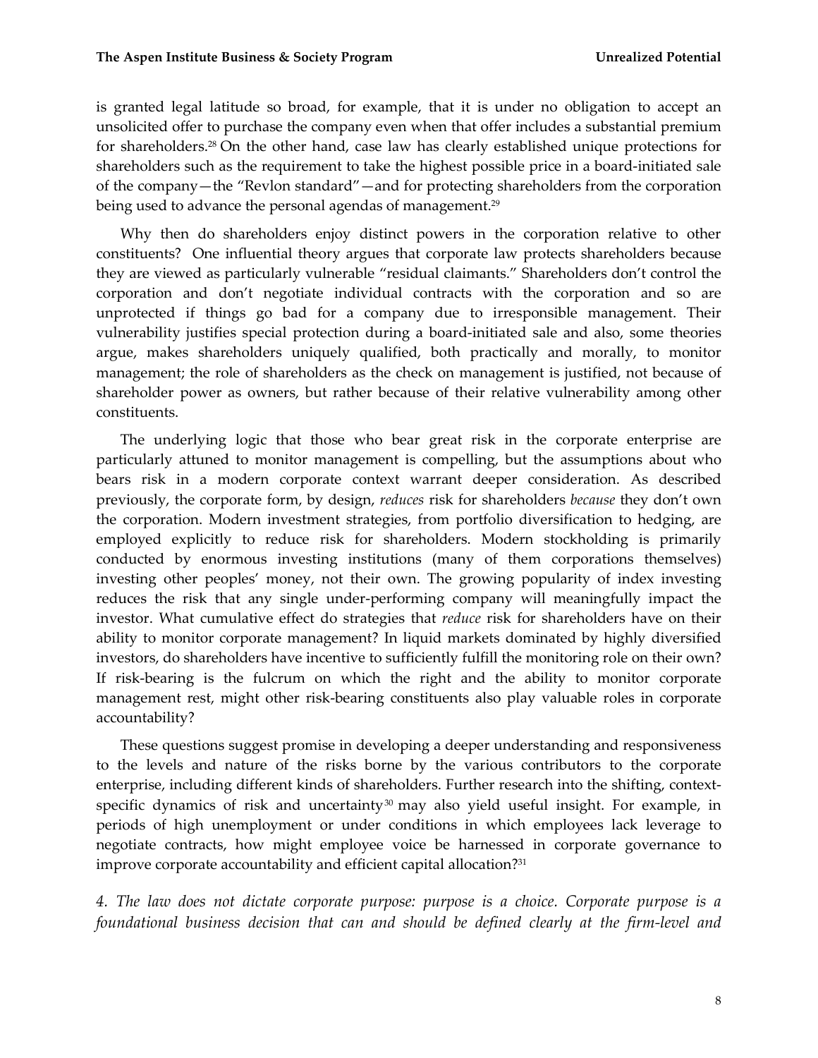is granted legal latitude so broad, for example, that it is under no obligation to accept an unsolicited offer to purchase the company even when that offer includes a substantial premium for shareholders.[28] On the other hand, case law has clearly established unique protections for shareholders such as the requirement to take the highest possible price in a board-initiated sale of the company—the "Revlon standard"—and for protecting shareholders from the corporation being used to advance the personal agendas of management.[29]

Why then do shareholders enjoy distinct powers in the corporation relative to other constituents? One influential theory argues that corporate law protects shareholders because they are viewed as particularly vulnerable "residual claimants." Shareholders don't control the corporation and don't negotiate individual contracts with the corporation and so are unprotected if things go bad for a company due to irresponsible management. Their vulnerability justifies special protection during a board-initiated sale and also, some theories argue, makes shareholders uniquely qualified, both practically and morally, to monitor management; the role of shareholders as the check on management is justified, not because of shareholder power as owners, but rather because of their relative vulnerability among other constituents.

The underlying logic that those who bear great risk in the corporate enterprise are particularly attuned to monitor management is compelling, but the assumptions about who bears risk in a modern corporate context warrant deeper consideration. As described previously, the corporate form, by design, *reduces* risk for shareholders *because* they don't own the corporation. Modern investment strategies, from portfolio diversification to hedging, are employed explicitly to reduce risk for shareholders. Modern stockholding is primarily conducted by enormous investing institutions (many of them corporations themselves) investing other peoples' money, not their own. The growing popularity of index investing reduces the risk that any single under-performing company will meaningfully impact the investor. What cumulative effect do strategies that *reduce* risk for shareholders have on their ability to monitor corporate management? In liquid markets dominated by highly diversified investors, do shareholders have incentive to sufficiently fulfill the monitoring role on their own? If risk-bearing is the fulcrum on which the right and the ability to monitor corporate management rest, might other risk-bearing constituents also play valuable roles in corporate accountability?

These questions suggest promise in developing a deeper understanding and responsiveness to the levels and nature of the risks borne by the various contributors to the corporate enterprise, including different kinds of shareholders. Further research into the shifting, context-specific dynamics of risk and uncertainty[30] may also yield useful insight. For example, in periods of high unemployment or under conditions in which employees lack leverage to negotiate contracts, how might employee voice be harnessed in corporate governance to improve corporate accountability and efficient capital allocation?[31]

*4. The law does not dictate corporate purpose: purpose is a choice. Corporate purpose is a foundational business decision that can and should be defined clearly at the firm-level and*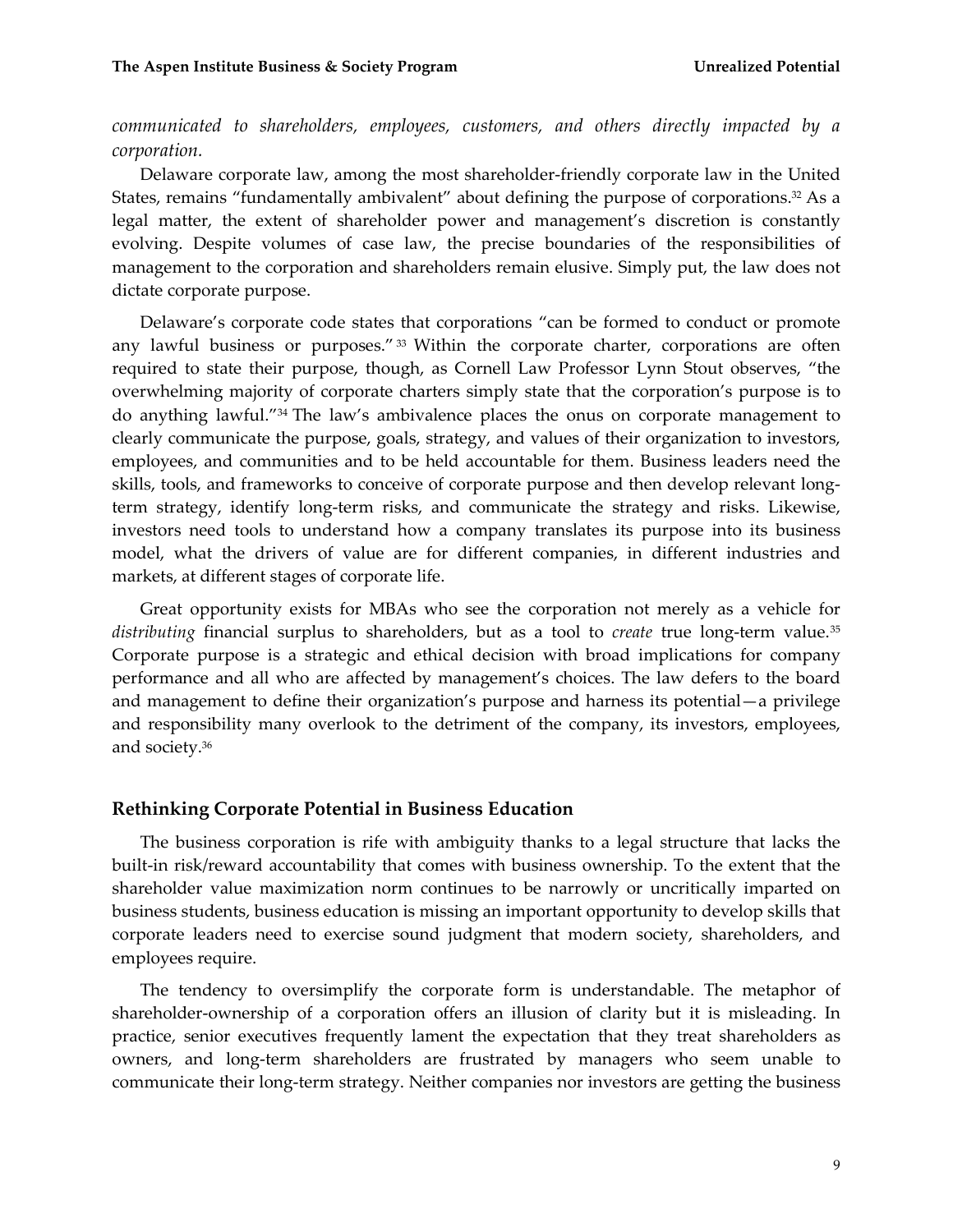*communicated to shareholders, employees, customers, and others directly impacted by a corporation.*

Delaware corporate law, among the most shareholder-friendly corporate law in the United States, remains "fundamentally ambivalent" about defining the purpose of corporations.[32] As a legal matter, the extent of shareholder power and management's discretion is constantly evolving. Despite volumes of case law, the precise boundaries of the responsibilities of management to the corporation and shareholders remain elusive. Simply put, the law does not dictate corporate purpose.

Delaware's corporate code states that corporations "can be formed to conduct or promote any lawful business or purposes."[33] Within the corporate charter, corporations are often required to state their purpose, though, as Cornell Law Professor Lynn Stout observes, "the overwhelming majority of corporate charters simply state that the corporation's purpose is to do anything lawful."[34] The law's ambivalence places the onus on corporate management to clearly communicate the purpose, goals, strategy, and values of their organization to investors, employees, and communities and to be held accountable for them. Business leaders need the skills, tools, and frameworks to conceive of corporate purpose and then develop relevant long-term strategy, identify long-term risks, and communicate the strategy and risks. Likewise, investors need tools to understand how a company translates its purpose into its business model, what the drivers of value are for different companies, in different industries and markets, at different stages of corporate life.

Great opportunity exists for MBAs who see the corporation not merely as a vehicle for *distributing* financial surplus to shareholders, but as a tool to *create* true long-term value.[35] Corporate purpose is a strategic and ethical decision with broad implications for company performance and all who are affected by management's choices. The law defers to the board and management to define their organization's purpose and harness its potential—a privilege and responsibility many overlook to the detriment of the company, its investors, employees, and society.[36]

## Rethinking Corporate Potential in Business Education

The business corporation is rife with ambiguity thanks to a legal structure that lacks the built-in risk/reward accountability that comes with business ownership. To the extent that the shareholder value maximization norm continues to be narrowly or uncritically imparted on business students, business education is missing an important opportunity to develop skills that corporate leaders need to exercise sound judgment that modern society, shareholders, and employees require.

The tendency to oversimplify the corporate form is understandable. The metaphor of shareholder-ownership of a corporation offers an illusion of clarity but it is misleading. In practice, senior executives frequently lament the expectation that they treat shareholders as owners, and long-term shareholders are frustrated by managers who seem unable to communicate their long-term strategy. Neither companies nor investors are getting the business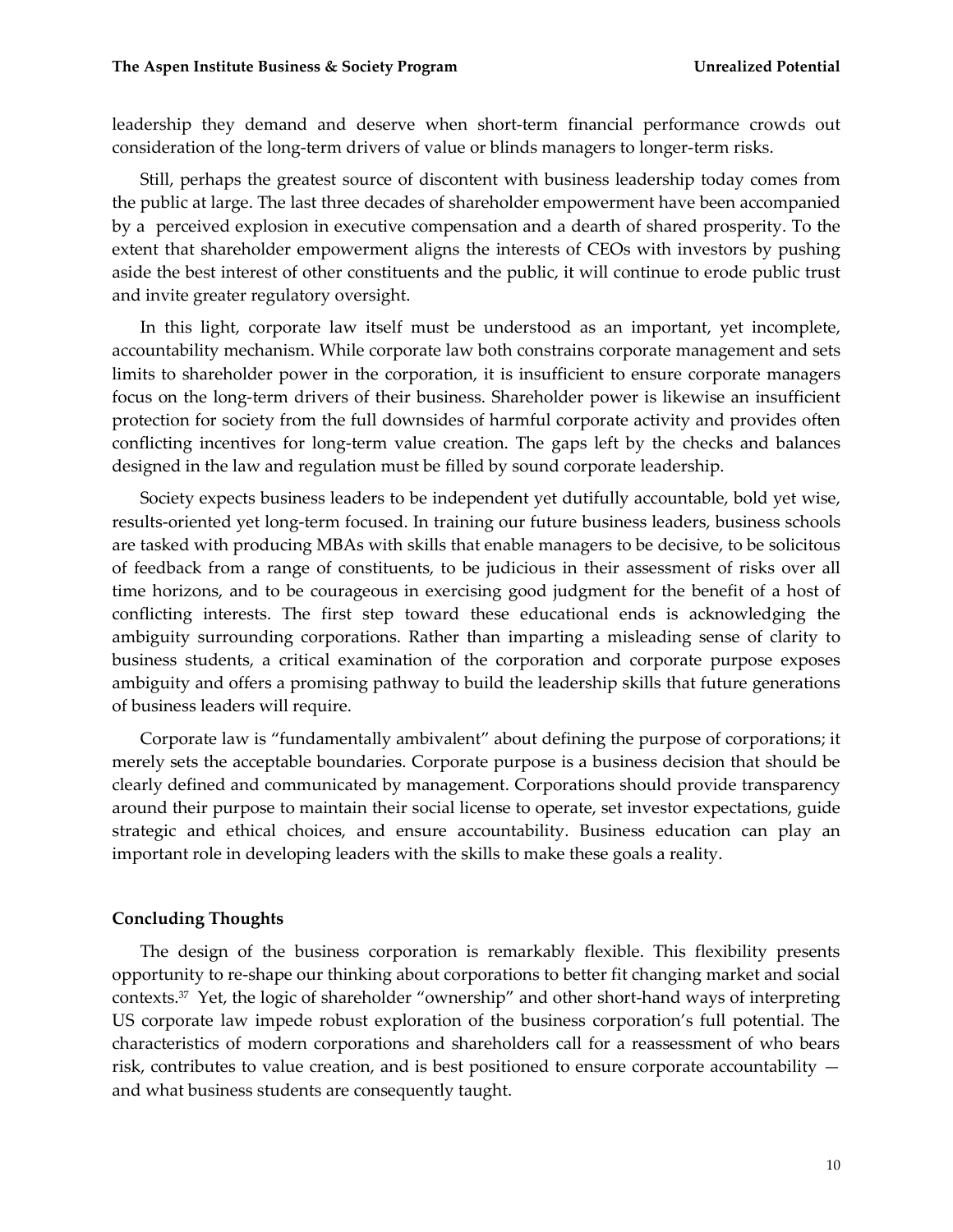leadership they demand and deserve when short-term financial performance crowds out consideration of the long-term drivers of value or blinds managers to longer-term risks.

Still, perhaps the greatest source of discontent with business leadership today comes from the public at large. The last three decades of shareholder empowerment have been accompanied by a perceived explosion in executive compensation and a dearth of shared prosperity. To the extent that shareholder empowerment aligns the interests of CEOs with investors by pushing aside the best interest of other constituents and the public, it will continue to erode public trust and invite greater regulatory oversight.

In this light, corporate law itself must be understood as an important, yet incomplete, accountability mechanism. While corporate law both constrains corporate management and sets limits to shareholder power in the corporation, it is insufficient to ensure corporate managers focus on the long-term drivers of their business. Shareholder power is likewise an insufficient protection for society from the full downsides of harmful corporate activity and provides often conflicting incentives for long-term value creation. The gaps left by the checks and balances designed in the law and regulation must be filled by sound corporate leadership.

Society expects business leaders to be independent yet dutifully accountable, bold yet wise, results-oriented yet long-term focused. In training our future business leaders, business schools are tasked with producing MBAs with skills that enable managers to be decisive, to be solicitous of feedback from a range of constituents, to be judicious in their assessment of risks over all time horizons, and to be courageous in exercising good judgment for the benefit of a host of conflicting interests. The first step toward these educational ends is acknowledging the ambiguity surrounding corporations. Rather than imparting a misleading sense of clarity to business students, a critical examination of the corporation and corporate purpose exposes ambiguity and offers a promising pathway to build the leadership skills that future generations of business leaders will require.

Corporate law is "fundamentally ambivalent" about defining the purpose of corporations; it merely sets the acceptable boundaries. Corporate purpose is a business decision that should be clearly defined and communicated by management. Corporations should provide transparency around their purpose to maintain their social license to operate, set investor expectations, guide strategic and ethical choices, and ensure accountability. Business education can play an important role in developing leaders with the skills to make these goals a reality.

## Concluding Thoughts

The design of the business corporation is remarkably flexible. This flexibility presents opportunity to re-shape our thinking about corporations to better fit changing market and social contexts.[37] Yet, the logic of shareholder "ownership" and other short-hand ways of interpreting US corporate law impede robust exploration of the business corporation's full potential. The characteristics of modern corporations and shareholders call for a reassessment of who bears risk, contributes to value creation, and is best positioned to ensure corporate accountability — and what business students are consequently taught.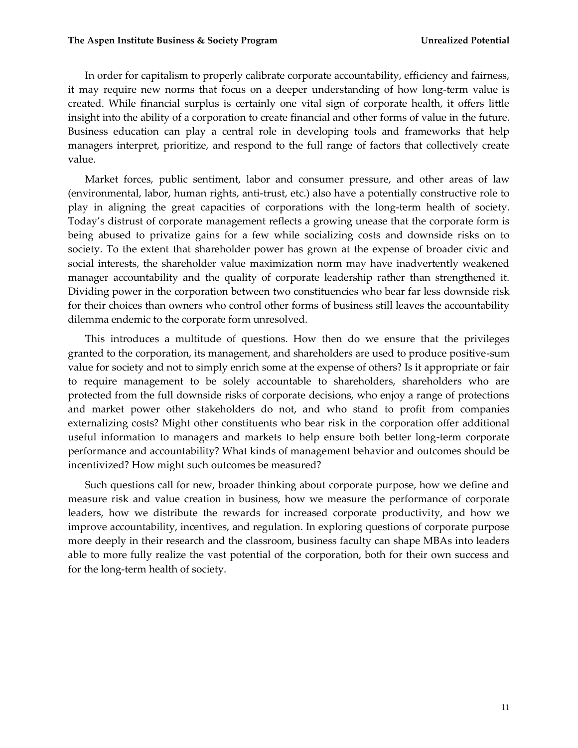In order for capitalism to properly calibrate corporate accountability, efficiency and fairness, it may require new norms that focus on a deeper understanding of how long-term value is created. While financial surplus is certainly one vital sign of corporate health, it offers little insight into the ability of a corporation to create financial and other forms of value in the future. Business education can play a central role in developing tools and frameworks that help managers interpret, prioritize, and respond to the full range of factors that collectively create value.

Market forces, public sentiment, labor and consumer pressure, and other areas of law (environmental, labor, human rights, anti-trust, etc.) also have a potentially constructive role to play in aligning the great capacities of corporations with the long-term health of society. Today's distrust of corporate management reflects a growing unease that the corporate form is being abused to privatize gains for a few while socializing costs and downside risks on to society. To the extent that shareholder power has grown at the expense of broader civic and social interests, the shareholder value maximization norm may have inadvertently weakened manager accountability and the quality of corporate leadership rather than strengthened it. Dividing power in the corporation between two constituencies who bear far less downside risk for their choices than owners who control other forms of business still leaves the accountability dilemma endemic to the corporate form unresolved.

This introduces a multitude of questions. How then do we ensure that the privileges granted to the corporation, its management, and shareholders are used to produce positive-sum value for society and not to simply enrich some at the expense of others? Is it appropriate or fair to require management to be solely accountable to shareholders, shareholders who are protected from the full downside risks of corporate decisions, who enjoy a range of protections and market power other stakeholders do not, and who stand to profit from companies externalizing costs? Might other constituents who bear risk in the corporation offer additional useful information to managers and markets to help ensure both better long-term corporate performance and accountability? What kinds of management behavior and outcomes should be incentivized? How might such outcomes be measured?

Such questions call for new, broader thinking about corporate purpose, how we define and measure risk and value creation in business, how we measure the performance of corporate leaders, how we distribute the rewards for increased corporate productivity, and how we improve accountability, incentives, and regulation. In exploring questions of corporate purpose more deeply in their research and the classroom, business faculty can shape MBAs into leaders able to more fully realize the vast potential of the corporation, both for their own success and for the long-term health of society.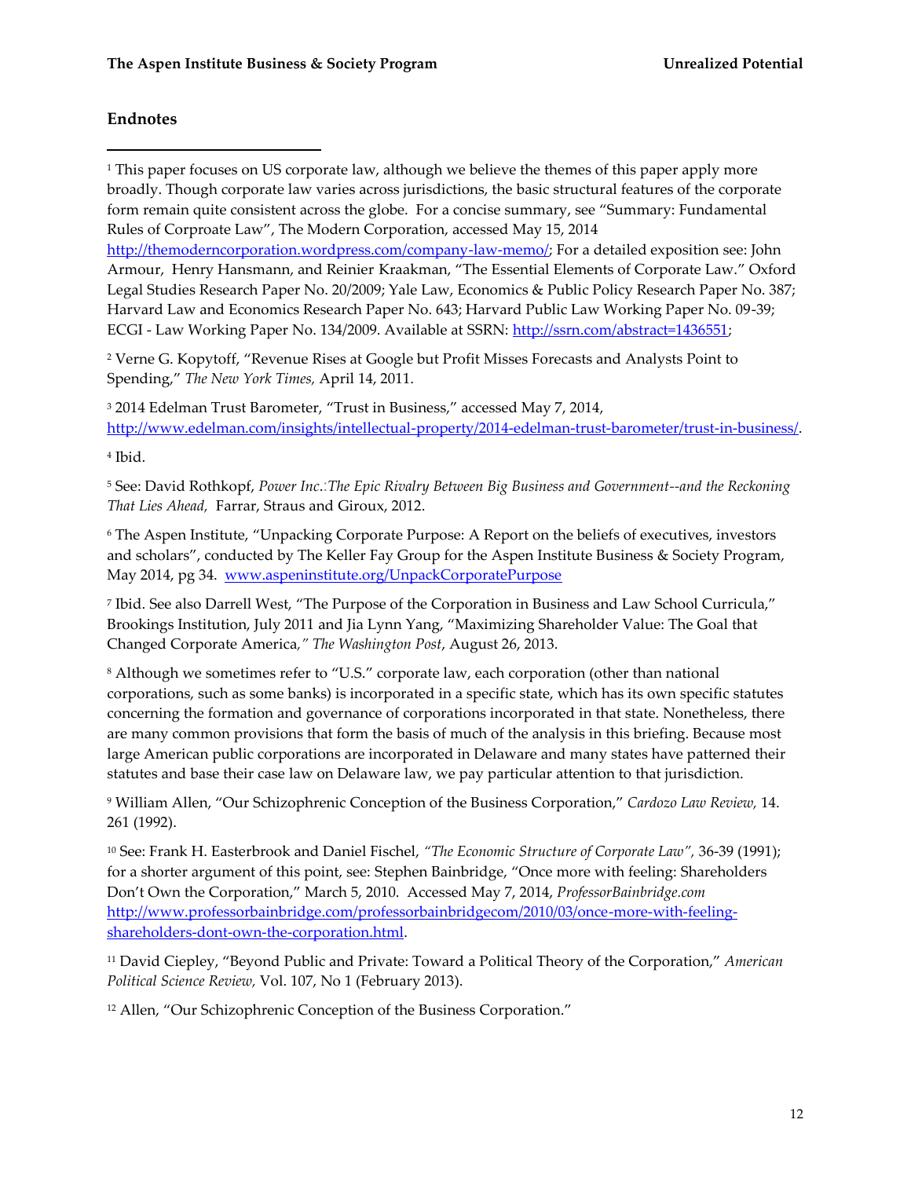## Endnotes

---

[1] This paper focuses on US corporate law, although we believe the themes of this paper apply more broadly. Though corporate law varies across jurisdictions, the basic structural features of the corporate form remain quite consistent across the globe. For a concise summary, see "Summary: Fundamental Rules of Corproate Law", The Modern Corporation, accessed May 15, 2014 http://themoderncorporation.wordpress.com/company-law-memo/; For a detailed exposition see: John Armour, Henry Hansmann, and Reinier Kraakman, "The Essential Elements of Corporate Law." Oxford Legal Studies Research Paper No. 20/2009; Yale Law, Economics & Public Policy Research Paper No. 387; Harvard Law and Economics Research Paper No. 643; Harvard Public Law Working Paper No. 09-39; ECGI - Law Working Paper No. 134/2009. Available at SSRN: http://ssrn.com/abstract=1436551;

[2] Verne G. Kopytoff, "Revenue Rises at Google but Profit Misses Forecasts and Analysts Point to Spending," *The New York Times,* April 14, 2011.

[3] 2014 Edelman Trust Barometer, "Trust in Business," accessed May 7, 2014, http://www.edelman.com/insights/intellectual-property/2014-edelman-trust-barometer/trust-in-business/.

[4] Ibid.

[5] See: David Rothkopf, *Power Inc.:The Epic Rivalry Between Big Business and Government--and the Reckoning That Lies Ahead,* Farrar, Straus and Giroux, 2012.

[6] The Aspen Institute, "Unpacking Corporate Purpose: A Report on the beliefs of executives, investors and scholars", conducted by The Keller Fay Group for the Aspen Institute Business & Society Program, May 2014, pg 34. www.aspeninstitute.org/UnpackCorporatePurpose

[7] Ibid. See also Darrell West, "The Purpose of the Corporation in Business and Law School Curricula," Brookings Institution, July 2011 and Jia Lynn Yang, "Maximizing Shareholder Value: The Goal that Changed Corporate America,*" The Washington Post*, August 26, 2013.

[8] Although we sometimes refer to "U.S." corporate law, each corporation (other than national corporations, such as some banks) is incorporated in a specific state, which has its own specific statutes concerning the formation and governance of corporations incorporated in that state. Nonetheless, there are many common provisions that form the basis of much of the analysis in this briefing. Because most large American public corporations are incorporated in Delaware and many states have patterned their statutes and base their case law on Delaware law, we pay particular attention to that jurisdiction.

[9] William Allen, "Our Schizophrenic Conception of the Business Corporation," *Cardozo Law Review,* 14. 261 (1992).

[10] See: Frank H. Easterbrook and Daniel Fischel, *"The Economic Structure of Corporate Law"*, 36-39 (1991); for a shorter argument of this point, see: Stephen Bainbridge, "Once more with feeling: Shareholders Don't Own the Corporation," March 5, 2010. Accessed May 7, 2014, *ProfessorBainbridge.com* http://www.professorbainbridge.com/professorbainbridgecom/2010/03/once-more-with-feeling-shareholders-dont-own-the-corporation.html.

[11] David Ciepley, "Beyond Public and Private: Toward a Political Theory of the Corporation," *American Political Science Review,* Vol. 107, No 1 (February 2013).

[12] Allen, "Our Schizophrenic Conception of the Business Corporation."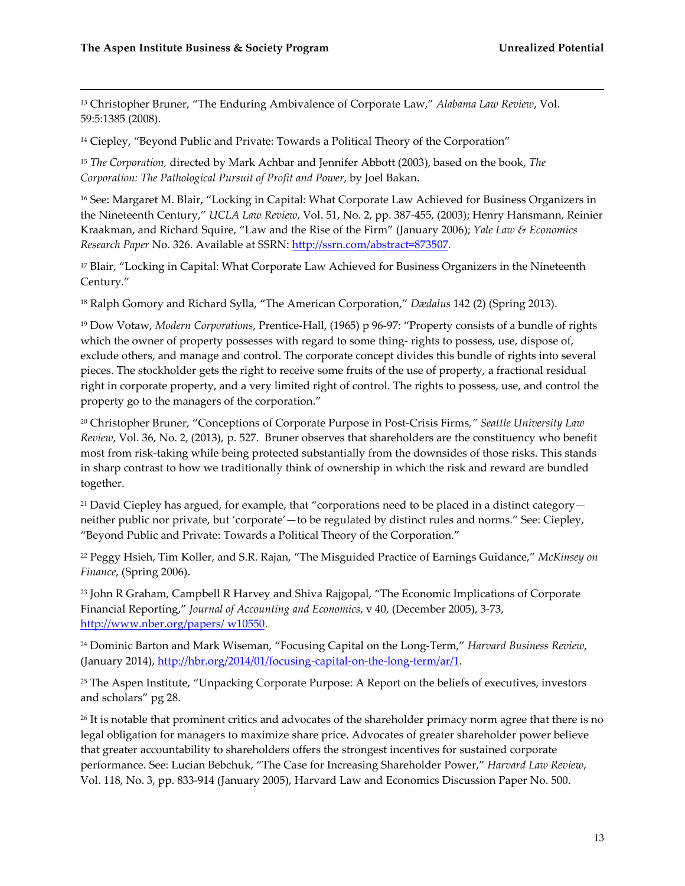[13] Christopher Bruner, "The Enduring Ambivalence of Corporate Law," *Alabama Law Review*, Vol. 59:5:1385 (2008).

[14] Ciepley, "Beyond Public and Private: Towards a Political Theory of the Corporation"

[15] *The Corporation,* directed by Mark Achbar and Jennifer Abbott (2003), based on the book, *The Corporation: The Pathological Pursuit of Profit and Power*, by Joel Bakan.

[16] See: Margaret M. Blair, "Locking in Capital: What Corporate Law Achieved for Business Organizers in the Nineteenth Century," *UCLA Law Review*, Vol. 51, No. 2, pp. 387-455, (2003); Henry Hansmann, Reinier Kraakman, and Richard Squire, "Law and the Rise of the Firm" (January 2006); *Yale Law & Economics Research Paper* No. 326. Available at SSRN: http://ssrn.com/abstract=873507.

[17] Blair, "Locking in Capital: What Corporate Law Achieved for Business Organizers in the Nineteenth Century."

[18] Ralph Gomory and Richard Sylla, "The American Corporation," *Dædalus* 142 (2) (Spring 2013).

[19] Dow Votaw, *Modern Corporations*, Prentice-Hall, (1965) p 96-97: "Property consists of a bundle of rights which the owner of property possesses with regard to some thing- rights to possess, use, dispose of, exclude others, and manage and control. The corporate concept divides this bundle of rights into several pieces. The stockholder gets the right to receive some fruits of the use of property, a fractional residual right in corporate property, and a very limited right of control. The rights to possess, use, and control the property go to the managers of the corporation."

[20] Christopher Bruner, "Conceptions of Corporate Purpose in Post-Crisis Firms*," Seattle University Law Review*, Vol. 36, No. 2, (2013), p. 527. Bruner observes that shareholders are the constituency who benefit most from risk-taking while being protected substantially from the downsides of those risks. This stands in sharp contrast to how we traditionally think of ownership in which the risk and reward are bundled together.

[21] David Ciepley has argued, for example, that "corporations need to be placed in a distinct category—neither public nor private, but 'corporate'—to be regulated by distinct rules and norms." See: Ciepley, "Beyond Public and Private: Towards a Political Theory of the Corporation."

[22] Peggy Hsieh, Tim Koller, and S.R. Rajan, "The Misguided Practice of Earnings Guidance," *McKinsey on Finance*, (Spring 2006).

[23] John R Graham, Campbell R Harvey and Shiva Rajgopal, "The Economic Implications of Corporate Financial Reporting," *Journal of Accounting and Economics*, v 40, (December 2005), 3-73, http://www.nber.org/papers/ w10550.

[24] Dominic Barton and Mark Wiseman, "Focusing Capital on the Long-Term," *Harvard Business Review*, (January 2014), http://hbr.org/2014/01/focusing-capital-on-the-long-term/ar/1.

[25] The Aspen Institute, "Unpacking Corporate Purpose: A Report on the beliefs of executives, investors and scholars" pg 28.

[26] It is notable that prominent critics and advocates of the shareholder primacy norm agree that there is no legal obligation for managers to maximize share price. Advocates of greater shareholder power believe that greater accountability to shareholders offers the strongest incentives for sustained corporate performance. See: Lucian Bebchuk, "The Case for Increasing Shareholder Power," *Harvard Law Review*, Vol. 118, No. 3, pp. 833-914 (January 2005), Harvard Law and Economics Discussion Paper No. 500.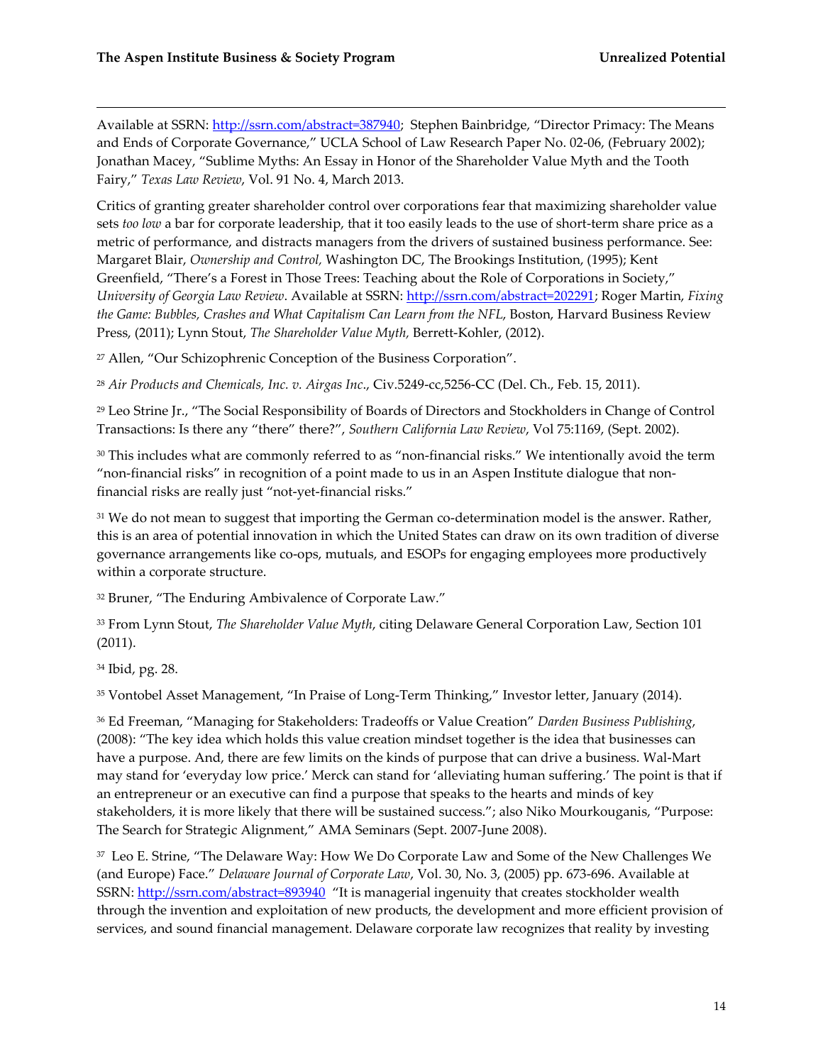Available at SSRN: http://ssrn.com/abstract=387940; Stephen Bainbridge, "Director Primacy: The Means and Ends of Corporate Governance," UCLA School of Law Research Paper No. 02-06, (February 2002); Jonathan Macey, "Sublime Myths: An Essay in Honor of the Shareholder Value Myth and the Tooth Fairy," *Texas Law Review*, Vol. 91 No. 4, March 2013.

Critics of granting greater shareholder control over corporations fear that maximizing shareholder value sets *too low* a bar for corporate leadership, that it too easily leads to the use of short-term share price as a metric of performance, and distracts managers from the drivers of sustained business performance. See: Margaret Blair, *Ownership and Control,* Washington DC, The Brookings Institution, (1995); Kent Greenfield, "There's a Forest in Those Trees: Teaching about the Role of Corporations in Society," *University of Georgia Law Review*. Available at SSRN: http://ssrn.com/abstract=202291; Roger Martin, *Fixing the Game: Bubbles, Crashes and What Capitalism Can Learn from the NFL*, Boston, Harvard Business Review Press, (2011); Lynn Stout, *The Shareholder Value Myth,* Berrett-Kohler, (2012).

[27] Allen, "Our Schizophrenic Conception of the Business Corporation".

[28] *Air Products and Chemicals, Inc. v. Airgas Inc*., Civ.5249-cc,5256-CC (Del. Ch., Feb. 15, 2011).

[29] Leo Strine Jr., "The Social Responsibility of Boards of Directors and Stockholders in Change of Control Transactions: Is there any "there" there?", *Southern California Law Review,* Vol 75:1169, (Sept. 2002).

[30] This includes what are commonly referred to as "non-financial risks." We intentionally avoid the term "non-financial risks" in recognition of a point made to us in an Aspen Institute dialogue that non-financial risks are really just "not-yet-financial risks."

[31] We do not mean to suggest that importing the German co-determination model is the answer. Rather, this is an area of potential innovation in which the United States can draw on its own tradition of diverse governance arrangements like co-ops, mutuals, and ESOPs for engaging employees more productively within a corporate structure.

[32] Bruner, "The Enduring Ambivalence of Corporate Law."

[33] From Lynn Stout, *The Shareholder Value Myth*, citing Delaware General Corporation Law, Section 101 (2011).

[34] Ibid, pg. 28.

[35] Vontobel Asset Management, "In Praise of Long-Term Thinking," Investor letter, January (2014).

[36] Ed Freeman, "Managing for Stakeholders: Tradeoffs or Value Creation" *Darden Business Publishing*, (2008): "The key idea which holds this value creation mindset together is the idea that businesses can have a purpose. And, there are few limits on the kinds of purpose that can drive a business. Wal-Mart may stand for 'everyday low price.' Merck can stand for 'alleviating human suffering.' The point is that if an entrepreneur or an executive can find a purpose that speaks to the hearts and minds of key stakeholders, it is more likely that there will be sustained success."; also Niko Mourkouganis, "Purpose: The Search for Strategic Alignment," AMA Seminars (Sept. 2007-June 2008).

[37] Leo E. Strine, "The Delaware Way: How We Do Corporate Law and Some of the New Challenges We (and Europe) Face." *Delaware Journal of Corporate Law*, Vol. 30, No. 3, (2005) pp. 673-696. Available at SSRN: http://ssrn.com/abstract=893940 "It is managerial ingenuity that creates stockholder wealth through the invention and exploitation of new products, the development and more efficient provision of services, and sound financial management. Delaware corporate law recognizes that reality by investing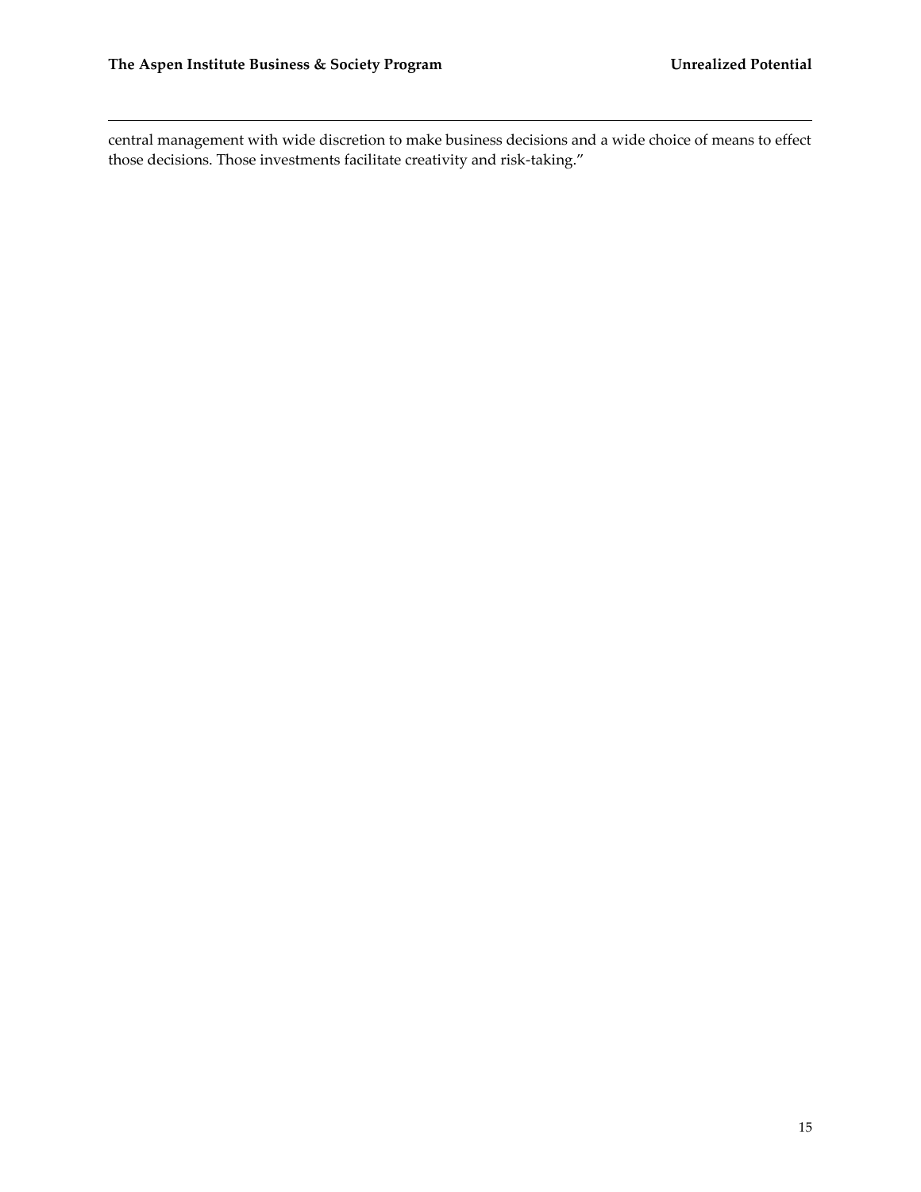central management with wide discretion to make business decisions and a wide choice of means to effect those decisions. Those investments facilitate creativity and risk-taking."